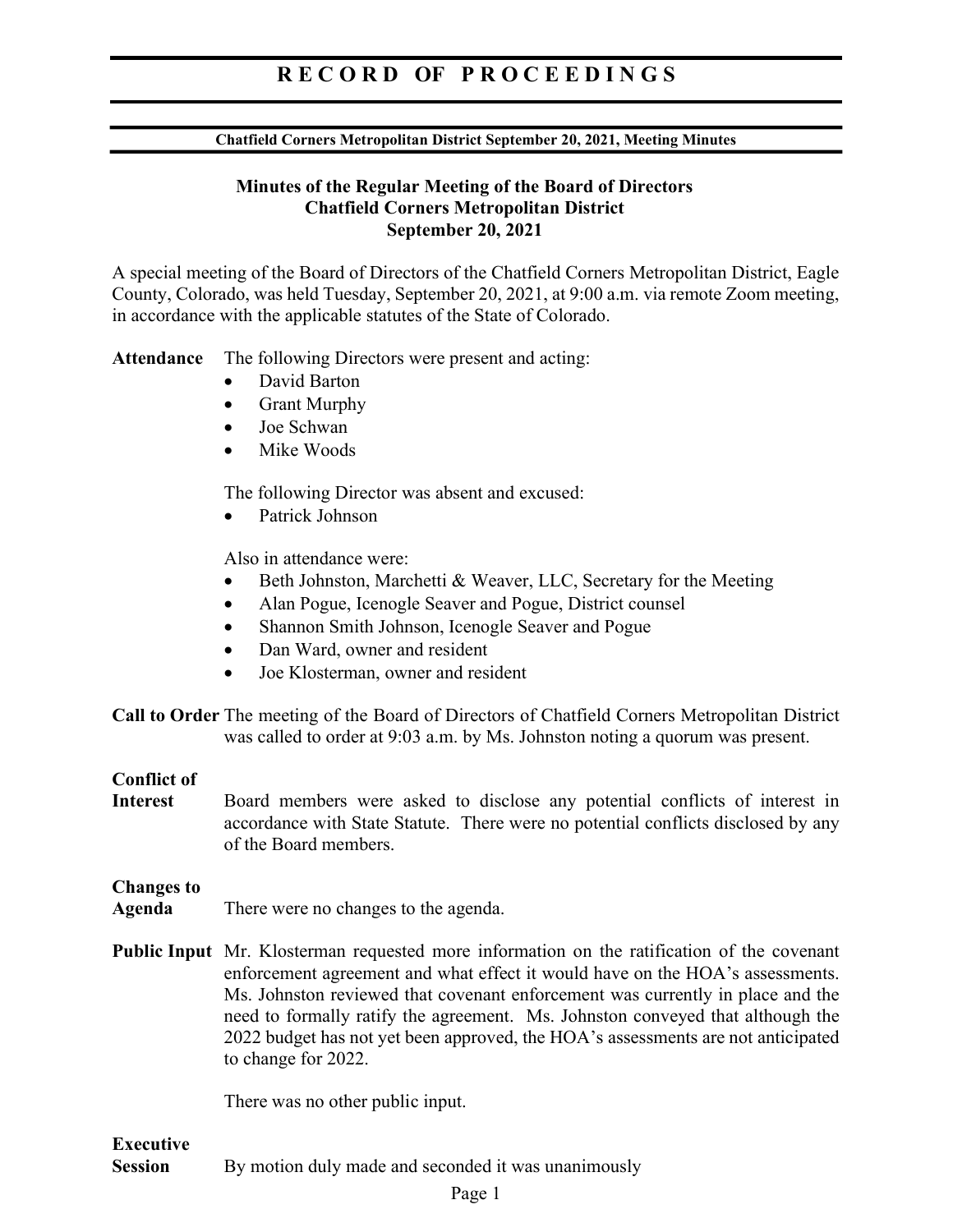# RECORD OF PROCEEDINGS

**Chatfield Corners Metropolitan District September 20, 2021, Meeting Minutes**

## Minutes of the Regular Meeting of the Board of Directors
## Chatfield Corners Metropolitan District
## September 20, 2021

A special meeting of the Board of Directors of the Chatfield Corners Metropolitan District, Eagle County, Colorado, was held Tuesday, September 20, 2021, at 9:00 a.m. via remote Zoom meeting, in accordance with the applicable statutes of the State of Colorado.

**Attendance** The following Directors were present and acting:

- David Barton
- Grant Murphy
- Joe Schwan
- Mike Woods

The following Director was absent and excused:

- Patrick Johnson

Also in attendance were:

- Beth Johnston, Marchetti & Weaver, LLC, Secretary for the Meeting
- Alan Pogue, Icenogle Seaver and Pogue, District counsel
- Shannon Smith Johnson, Icenogle Seaver and Pogue
- Dan Ward, owner and resident
- Joe Klosterman, owner and resident

**Call to Order** The meeting of the Board of Directors of Chatfield Corners Metropolitan District was called to order at 9:03 a.m. by Ms. Johnston noting a quorum was present.

**Conflict of Interest** Board members were asked to disclose any potential conflicts of interest in accordance with State Statute. There were no potential conflicts disclosed by any of the Board members.

**Changes to Agenda** There were no changes to the agenda.

**Public Input** Mr. Klosterman requested more information on the ratification of the covenant enforcement agreement and what effect it would have on the HOA's assessments. Ms. Johnston reviewed that covenant enforcement was currently in place and the need to formally ratify the agreement. Ms. Johnston conveyed that although the 2022 budget has not yet been approved, the HOA's assessments are not anticipated to change for 2022.

There was no other public input.

**Executive Session** By motion duly made and seconded it was unanimously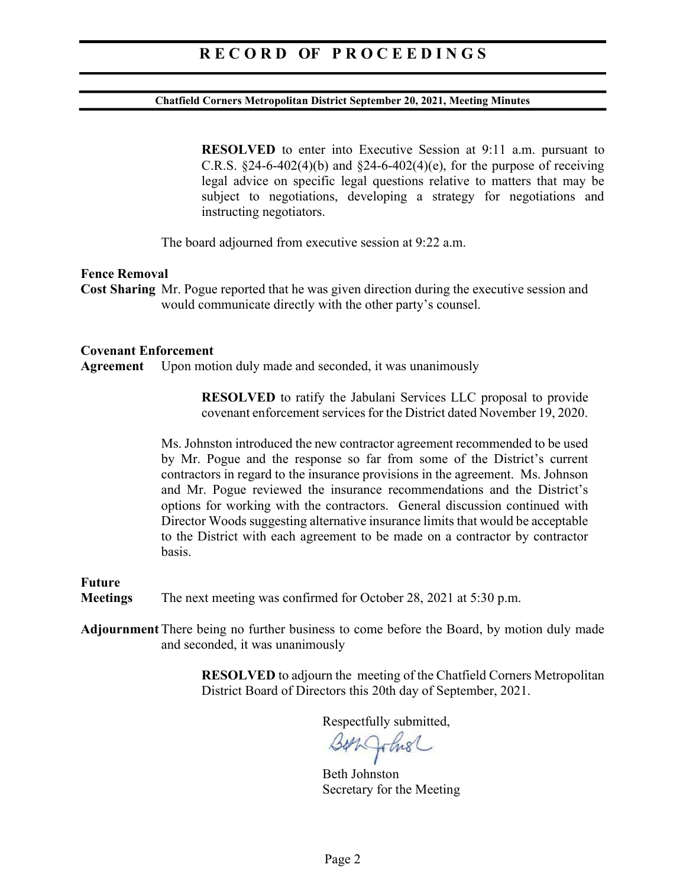**RESOLVED** to enter into Executive Session at 9:11 a.m. pursuant to C.R.S. §24-6-402(4)(b) and §24-6-402(4)(e), for the purpose of receiving legal advice on specific legal questions relative to matters that may be subject to negotiations, developing a strategy for negotiations and instructing negotiators.

The board adjourned from executive session at 9:22 a.m.

**Fence Removal Cost Sharing** Mr. Pogue reported that he was given direction during the executive session and would communicate directly with the other party's counsel.

**Covenant Enforcement Agreement** Upon motion duly made and seconded, it was unanimously

**RESOLVED** to ratify the Jabulani Services LLC proposal to provide covenant enforcement services for the District dated November 19, 2020.

Ms. Johnston introduced the new contractor agreement recommended to be used by Mr. Pogue and the response so far from some of the District's current contractors in regard to the insurance provisions in the agreement. Ms. Johnson and Mr. Pogue reviewed the insurance recommendations and the District's options for working with the contractors. General discussion continued with Director Woods suggesting alternative insurance limits that would be acceptable to the District with each agreement to be made on a contractor by contractor basis.

**Future Meetings** The next meeting was confirmed for October 28, 2021 at 5:30 p.m.

**Adjournment** There being no further business to come before the Board, by motion duly made and seconded, it was unanimously

**RESOLVED** to adjourn the meeting of the Chatfield Corners Metropolitan District Board of Directors this 20th day of September, 2021.

Respectfully submitted,

Beth Johnston
Secretary for the Meeting